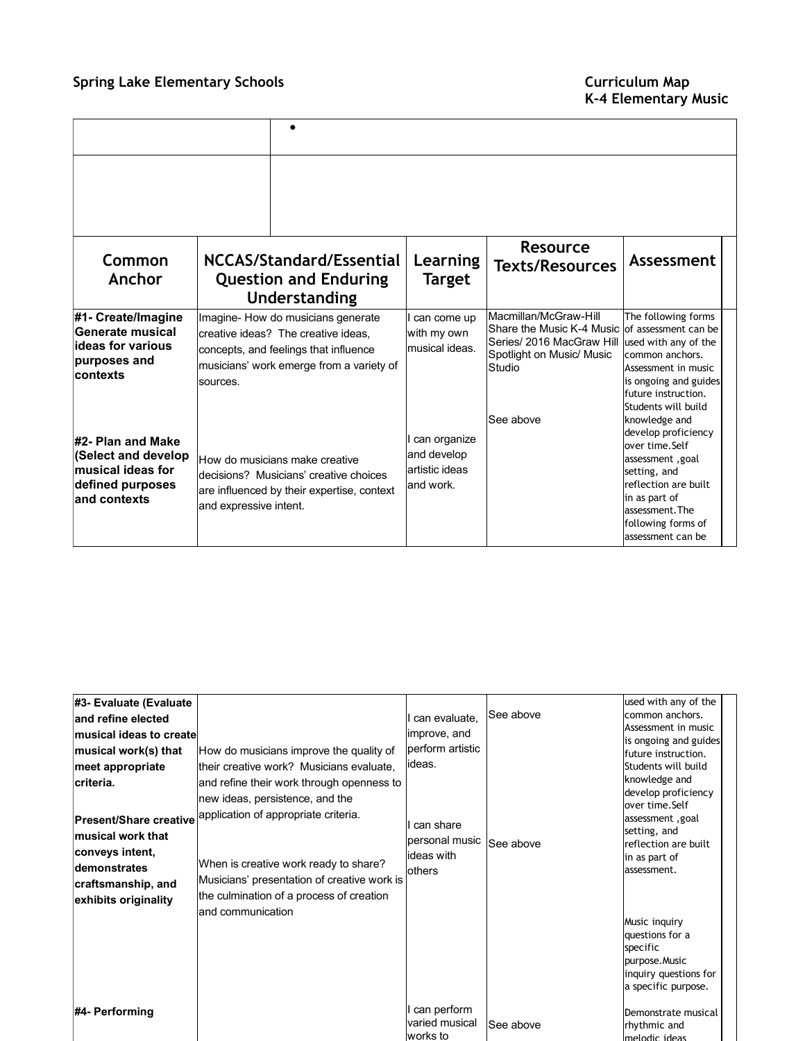**Spring Lake Elementary Schools**

**Curriculum Map**
**K-4 Elementary Music**

| | • |
|---|---|
| | |

| Common Anchor | NCCAS/Standard/Essential Question and Enduring Understanding | Learning Target | Resource Texts/Resources | Assessment |
|---|---|---|---|---|
| **#1- Create/Imagine Generate musical ideas for various purposes and contexts** | Imagine- How do musicians generate creative ideas? The creative ideas, concepts, and feelings that influence musicians' work emerge from a variety of sources. | I can come up with my own musical ideas. | Macmillan/McGraw-Hill Share the Music K-4 Music Series/ 2016 MacGraw Hill Spotlight on Music/ Music Studio | The following forms of assessment can be used with any of the common anchors. Assessment in music is ongoing and guides future instruction. Students will build knowledge and develop proficiency over time.Self assessment ,goal setting, and reflection are built in as part of assessment.The following forms of assessment can be used with any of the common anchors. Assessment in music is ongoing and guides future instruction. Students will build knowledge and develop proficiency over time.Self assessment ,goal setting, and reflection are built in as part of assessment. |
| **#2- Plan and Make (Select and develop musical ideas for defined purposes and contexts** | How do musicians make creative decisions? Musicians' creative choices are influenced by their expertise, context and expressive intent. | I can organize and develop artistic ideas and work. | See above | |
| **#3- Evaluate (Evaluate and refine elected musical ideas to create musical work(s) that meet appropriate criteria.** | How do musicians improve the quality of their creative work? Musicians evaluate, and refine their work through openness to new ideas, persistence, and the application of appropriate criteria. | I can evaluate, improve, and perform artistic ideas. | See above | |
| **Present/Share creative musical work that conveys intent, demonstrates craftsmanship, and exhibits originality** | When is creative work ready to share? Musicians' presentation of creative work is the culmination of a process of creation and communication | I can share personal music ideas with others | See above | Music inquiry questions for a specific purpose.Music inquiry questions for a specific purpose. |
| **#4- Performing** | | I can perform varied musical works to | See above | Demonstrate musical rhythmic and melodic ideas |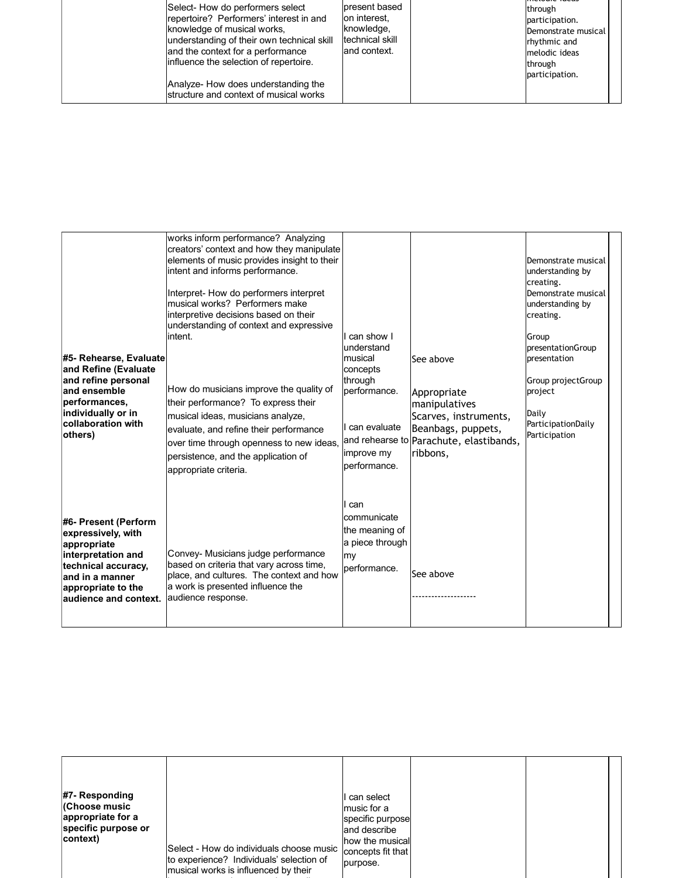| | | | | | |
|---|---|---|---|---|---|
| | Select- How do performers select repertoire? Performers' interest in and knowledge of musical works, understanding of their own technical skill and the context for a performance influence the selection of repertoire.<br><br>Analyze- How does understanding the structure and context of musical works | present based on interest, knowledge, technical skill and context. | | melodic ideas through participation. Demonstrate musical rhythmic and melodic ideas through participation. | |

| | | | | | |
|---|---|---|---|---|---|
| | works inform performance? Analyzing creators' context and how they manipulate elements of music provides insight to their intent and informs performance.<br><br>Interpret- How do performers interpret musical works? Performers make interpretive decisions based on their understanding of context and expressive intent. | | | Demonstrate musical understanding by creating. Demonstrate musical understanding by creating.<br><br>Group presentationGroup presentation<br><br>Group projectGroup project<br><br>Daily ParticipationDaily Participation | |
| **#5- Rehearse, Evaluate and Refine (Evaluate and refine personal and ensemble performances, individually or in collaboration with others)** | How do musicians improve the quality of their performance? To express their musical ideas, musicians analyze, evaluate, and refine their performance over time through openness to new ideas, persistence, and the application of appropriate criteria. | I can show I understand musical concepts through performance.<br><br>I can evaluate and rehearse to improve my performance. | See above<br><br>Appropriate manipulatives Scarves, instruments, Beanbags, puppets, Parachute, elastibands, ribbons, | | |
| **#6- Present (Perform expressively, with appropriate interpretation and technical accuracy, and in a manner appropriate to the audience and context.** | Convey- Musicians judge performance based on criteria that vary across time, place, and cultures. The context and how a work is presented influence the audience response. | I can communicate the meaning of a piece through my performance. | See above<br><br>-------------------- | | |

| | | | | | |
|---|---|---|---|---|---|
| **#7- Responding (Choose music appropriate for a specific purpose or context)** | Select - How do individuals choose music to experience? Individuals' selection of musical works is influenced by their | I can select music for a specific purpose and describe how the musical concepts fit that purpose. | | | |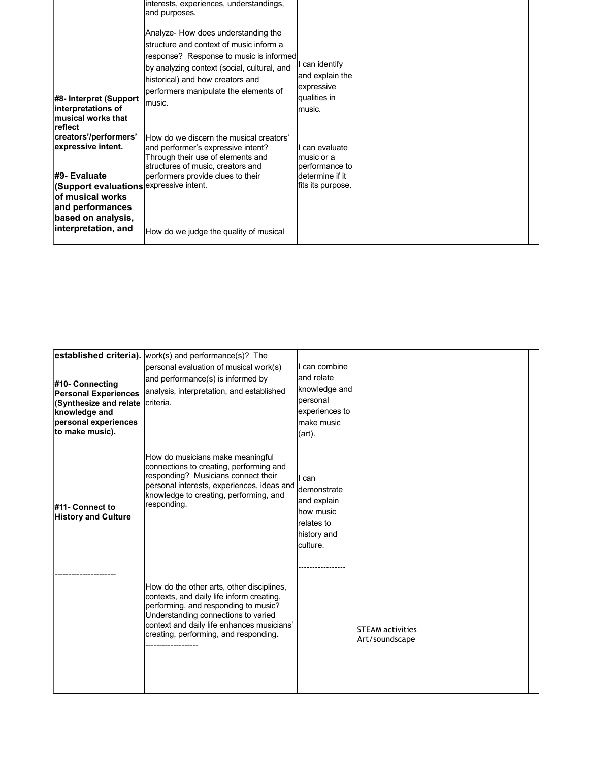| | | | | | |
|---|---|---|---|---|---|
| **#8- Interpret (Support interpretations of musical works that reflect creators'/performers' expressive intent.**<br><br>**#9- Evaluate (Support evaluations of musical works and performances based on analysis, interpretation, and** | interests, experiences, understandings, and purposes.<br><br>Analyze- How does understanding the structure and context of music inform a response? Response to music is informed by analyzing context (social, cultural, and historical) and how creators and performers manipulate the elements of music.<br><br>How do we discern the musical creators' and performer's expressive intent? Through their use of elements and structures of music, creators and performers provide clues to their expressive intent.<br><br>How do we judge the quality of musical | I can identify and explain the expressive qualities in music.<br><br>I can evaluate music or a performance to determine if it fits its purpose. | | | |
| **established criteria).**<br><br>**#10- Connecting Personal Experiences (Synthesize and relate knowledge and personal experiences to make music).**<br><br>**#11- Connect to History and Culture**<br><br>---------------------- | work(s) and performance(s)? The personal evaluation of musical work(s) and performance(s) is informed by analysis, interpretation, and established criteria.<br><br>How do musicians make meaningful connections to creating, performing and responding? Musicians connect their personal interests, experiences, ideas and knowledge to creating, performing, and responding.<br><br>How do the other arts, other disciplines, contexts, and daily life inform creating, performing, and responding to music? Understanding connections to varied context and daily life enhances musicians' creating, performing, and responding.<br>------------------- | I can combine and relate knowledge and personal experiences to make music (art).<br><br>I can demonstrate and explain how music relates to history and culture.<br><br>----------------- | STEAM activities<br>Art/soundscape | | |